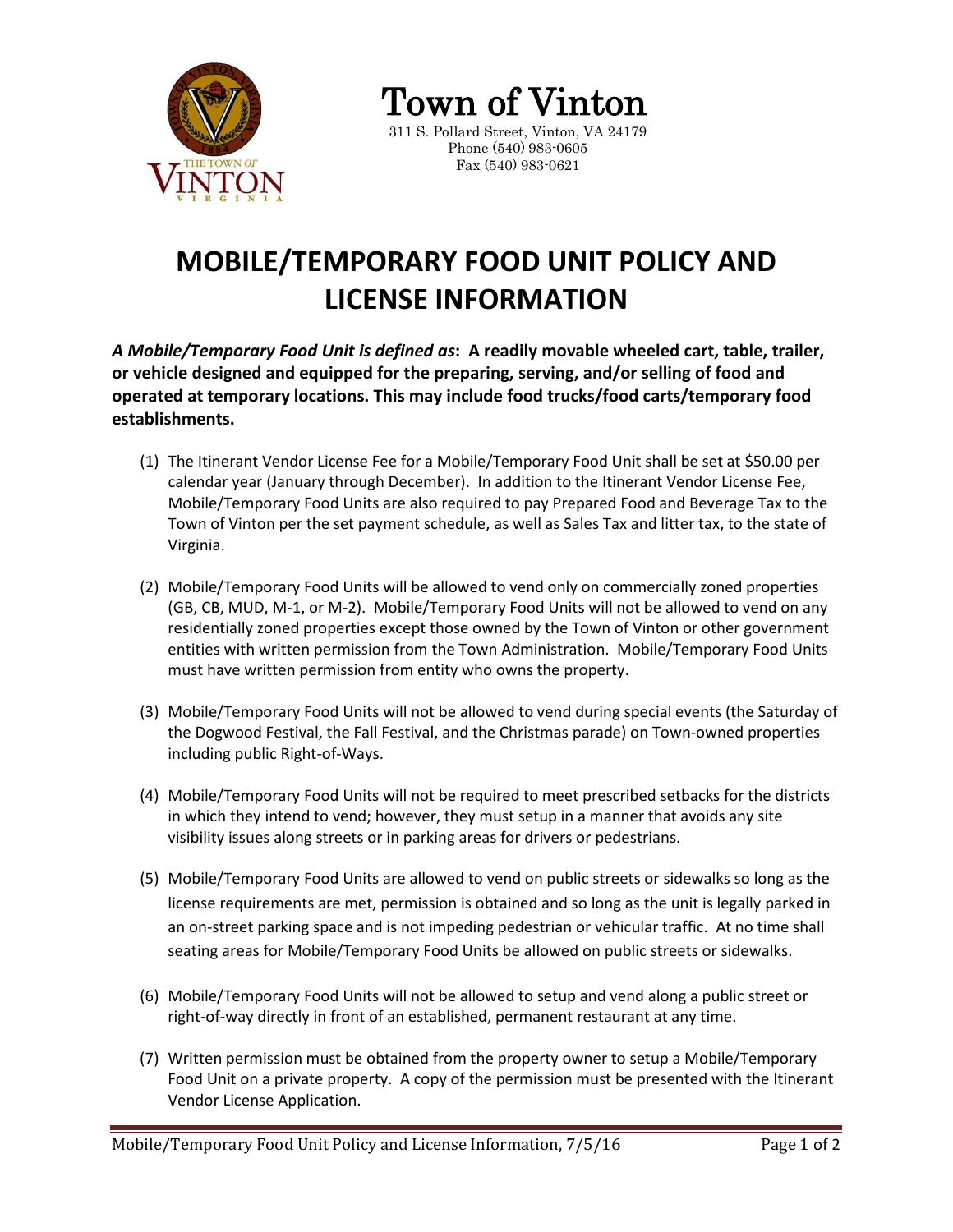# Town of Vinton

311 S. Pollard Street, Vinton, VA 24179
Phone (540) 983-0605
Fax (540) 983-0621

## MOBILE/TEMPORARY FOOD UNIT POLICY AND LICENSE INFORMATION

***A Mobile/Temporary Food Unit is defined as*: A readily movable wheeled cart, table, trailer, or vehicle designed and equipped for the preparing, serving, and/or selling of food and operated at temporary locations. This may include food trucks/food carts/temporary food establishments.**

(1) The Itinerant Vendor License Fee for a Mobile/Temporary Food Unit shall be set at $50.00 per calendar year (January through December). In addition to the Itinerant Vendor License Fee, Mobile/Temporary Food Units are also required to pay Prepared Food and Beverage Tax to the Town of Vinton per the set payment schedule, as well as Sales Tax and litter tax, to the state of Virginia.

(2) Mobile/Temporary Food Units will be allowed to vend only on commercially zoned properties (GB, CB, MUD, M-1, or M-2). Mobile/Temporary Food Units will not be allowed to vend on any residentially zoned properties except those owned by the Town of Vinton or other government entities with written permission from the Town Administration. Mobile/Temporary Food Units must have written permission from entity who owns the property.

(3) Mobile/Temporary Food Units will not be allowed to vend during special events (the Saturday of the Dogwood Festival, the Fall Festival, and the Christmas parade) on Town-owned properties including public Right-of-Ways.

(4) Mobile/Temporary Food Units will not be required to meet prescribed setbacks for the districts in which they intend to vend; however, they must setup in a manner that avoids any site visibility issues along streets or in parking areas for drivers or pedestrians.

(5) Mobile/Temporary Food Units are allowed to vend on public streets or sidewalks so long as the license requirements are met, permission is obtained and so long as the unit is legally parked in an on-street parking space and is not impeding pedestrian or vehicular traffic. At no time shall seating areas for Mobile/Temporary Food Units be allowed on public streets or sidewalks.

(6) Mobile/Temporary Food Units will not be allowed to setup and vend along a public street or right-of-way directly in front of an established, permanent restaurant at any time.

(7) Written permission must be obtained from the property owner to setup a Mobile/Temporary Food Unit on a private property. A copy of the permission must be presented with the Itinerant Vendor License Application.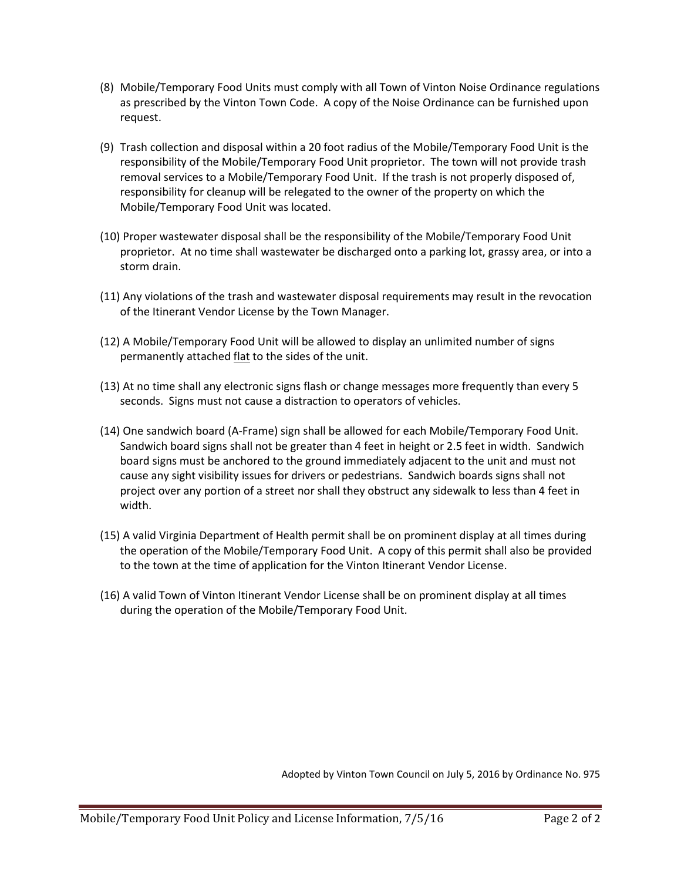(8) Mobile/Temporary Food Units must comply with all Town of Vinton Noise Ordinance regulations as prescribed by the Vinton Town Code. A copy of the Noise Ordinance can be furnished upon request.

(9) Trash collection and disposal within a 20 foot radius of the Mobile/Temporary Food Unit is the responsibility of the Mobile/Temporary Food Unit proprietor. The town will not provide trash removal services to a Mobile/Temporary Food Unit. If the trash is not properly disposed of, responsibility for cleanup will be relegated to the owner of the property on which the Mobile/Temporary Food Unit was located.

(10) Proper wastewater disposal shall be the responsibility of the Mobile/Temporary Food Unit proprietor. At no time shall wastewater be discharged onto a parking lot, grassy area, or into a storm drain.

(11) Any violations of the trash and wastewater disposal requirements may result in the revocation of the Itinerant Vendor License by the Town Manager.

(12) A Mobile/Temporary Food Unit will be allowed to display an unlimited number of signs permanently attached <u>flat</u> to the sides of the unit.

(13) At no time shall any electronic signs flash or change messages more frequently than every 5 seconds. Signs must not cause a distraction to operators of vehicles.

(14) One sandwich board (A-Frame) sign shall be allowed for each Mobile/Temporary Food Unit. Sandwich board signs shall not be greater than 4 feet in height or 2.5 feet in width. Sandwich board signs must be anchored to the ground immediately adjacent to the unit and must not cause any sight visibility issues for drivers or pedestrians. Sandwich boards signs shall not project over any portion of a street nor shall they obstruct any sidewalk to less than 4 feet in width.

(15) A valid Virginia Department of Health permit shall be on prominent display at all times during the operation of the Mobile/Temporary Food Unit. A copy of this permit shall also be provided to the town at the time of application for the Vinton Itinerant Vendor License.

(16) A valid Town of Vinton Itinerant Vendor License shall be on prominent display at all times during the operation of the Mobile/Temporary Food Unit.

Adopted by Vinton Town Council on July 5, 2016 by Ordinance No. 975